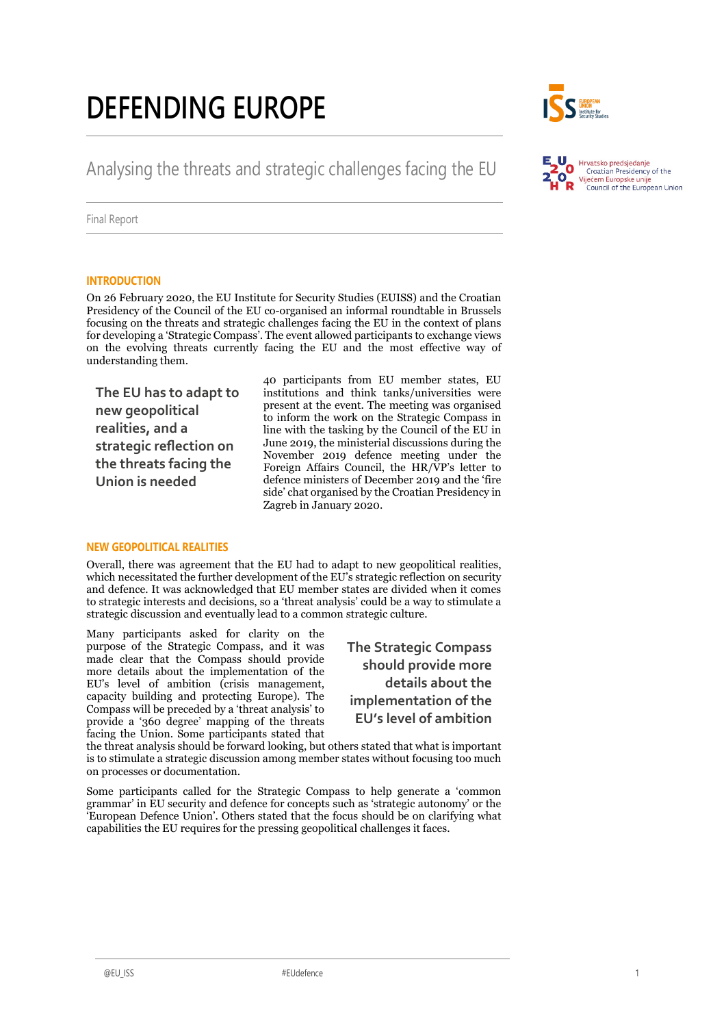# DEFENDING EUROPE

## Analysing the threats and strategic challenges facing the EU

Final Report

### INTRODUCTION

On 26 February 2020, the EU Institute for Security Studies (EUISS) and the Croatian Presidency of the Council of the EU co-organised an informal roundtable in Brussels focusing on the threats and strategic challenges facing the EU in the context of plans for developing a 'Strategic Compass'. The event allowed participants to exchange views on the evolving threats currently facing the EU and the most effective way of understanding them.

> The EU has to adapt to new geopolitical realities, and a strategic reflection on the threats facing the Union is needed

40 participants from EU member states, EU institutions and think tanks/universities were present at the event. The meeting was organised to inform the work on the Strategic Compass in line with the tasking by the Council of the EU in June 2019, the ministerial discussions during the November 2019 defence meeting under the Foreign Affairs Council, the HR/VP's letter to defence ministers of December 2019 and the 'fire side' chat organised by the Croatian Presidency in Zagreb in January 2020.

### NEW GEOPOLITICAL REALITIES

Overall, there was agreement that the EU had to adapt to new geopolitical realities, which necessitated the further development of the EU's strategic reflection on security and defence. It was acknowledged that EU member states are divided when it comes to strategic interests and decisions, so a 'threat analysis' could be a way to stimulate a strategic discussion and eventually lead to a common strategic culture.

> The Strategic Compass should provide more details about the implementation of the EU's level of ambition

Many participants asked for clarity on the purpose of the Strategic Compass, and it was made clear that the Compass should provide more details about the implementation of the EU's level of ambition (crisis management, capacity building and protecting Europe). The Compass will be preceded by a 'threat analysis' to provide a '360 degree' mapping of the threats facing the Union. Some participants stated that the threat analysis should be forward looking, but others stated that what is important is to stimulate a strategic discussion among member states without focusing too much on processes or documentation.

Some participants called for the Strategic Compass to help generate a 'common grammar' in EU security and defence for concepts such as 'strategic autonomy' or the 'European Defence Union'. Others stated that the focus should be on clarifying what capabilities the EU requires for the pressing geopolitical challenges it faces.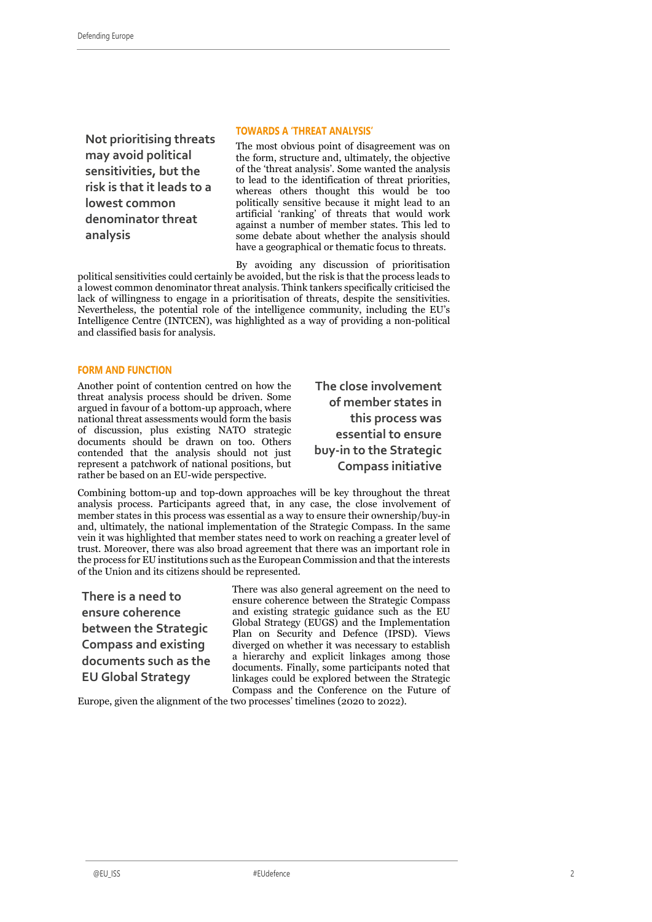## TOWARDS A 'THREAT ANALYSIS'

> **Not prioritising threats may avoid political sensitivities, but the risk is that it leads to a lowest common denominator threat analysis**

The most obvious point of disagreement was on the form, structure and, ultimately, the objective of the 'threat analysis'. Some wanted the analysis to lead to the identification of threat priorities, whereas others thought this would be too politically sensitive because it might lead to an artificial 'ranking' of threats that would work against a number of member states. This led to some debate about whether the analysis should have a geographical or thematic focus to threats.

By avoiding any discussion of prioritisation political sensitivities could certainly be avoided, but the risk is that the process leads to a lowest common denominator threat analysis. Think tankers specifically criticised the lack of willingness to engage in a prioritisation of threats, despite the sensitivities. Nevertheless, the potential role of the intelligence community, including the EU's Intelligence Centre (INTCEN), was highlighted as a way of providing a non-political and classified basis for analysis.

## FORM AND FUNCTION

Another point of contention centred on how the threat analysis process should be driven. Some argued in favour of a bottom-up approach, where national threat assessments would form the basis of discussion, plus existing NATO strategic documents should be drawn on too. Others contended that the analysis should not just represent a patchwork of national positions, but rather be based on an EU-wide perspective.

> **The close involvement of member states in this process was essential to ensure buy-in to the Strategic Compass initiative**

Combining bottom-up and top-down approaches will be key throughout the threat analysis process. Participants agreed that, in any case, the close involvement of member states in this process was essential as a way to ensure their ownership/buy-in and, ultimately, the national implementation of the Strategic Compass. In the same vein it was highlighted that member states need to work on reaching a greater level of trust. Moreover, there was also broad agreement that there was an important role in the process for EU institutions such as the European Commission and that the interests of the Union and its citizens should be represented.

> **There is a need to ensure coherence between the Strategic Compass and existing documents such as the EU Global Strategy**

There was also general agreement on the need to ensure coherence between the Strategic Compass and existing strategic guidance such as the EU Global Strategy (EUGS) and the Implementation Plan on Security and Defence (IPSD). Views diverged on whether it was necessary to establish a hierarchy and explicit linkages among those documents. Finally, some participants noted that linkages could be explored between the Strategic Compass and the Conference on the Future of Europe, given the alignment of the two processes' timelines (2020 to 2022).